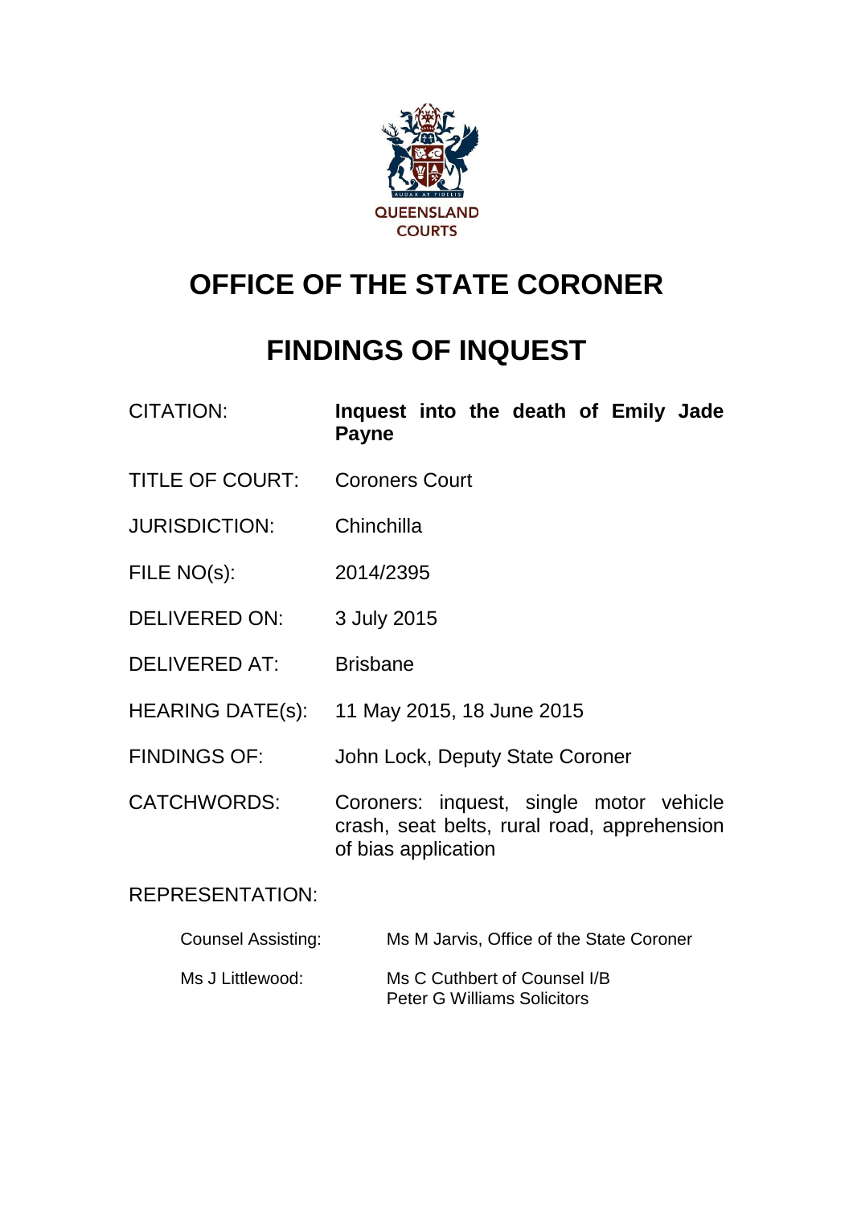# OFFICE OF THE STATE CORONER

# FINDINGS OF INQUEST

| | |
|---|---|
| CITATION: | **Inquest into the death of Emily Jade Payne** |
| TITLE OF COURT: | Coroners Court |
| JURISDICTION: | Chinchilla |
| FILE NO(s): | 2014/2395 |
| DELIVERED ON: | 3 July 2015 |
| DELIVERED AT: | Brisbane |
| HEARING DATE(s): | 11 May 2015, 18 June 2015 |
| FINDINGS OF: | John Lock, Deputy State Coroner |
| CATCHWORDS: | Coroners: inquest, single motor vehicle crash, seat belts, rural road, apprehension of bias application |

REPRESENTATION:

| | |
|---|---|
| Counsel Assisting: | Ms M Jarvis, Office of the State Coroner |
| Ms J Littlewood: | Ms C Cuthbert of Counsel I/B Peter G Williams Solicitors |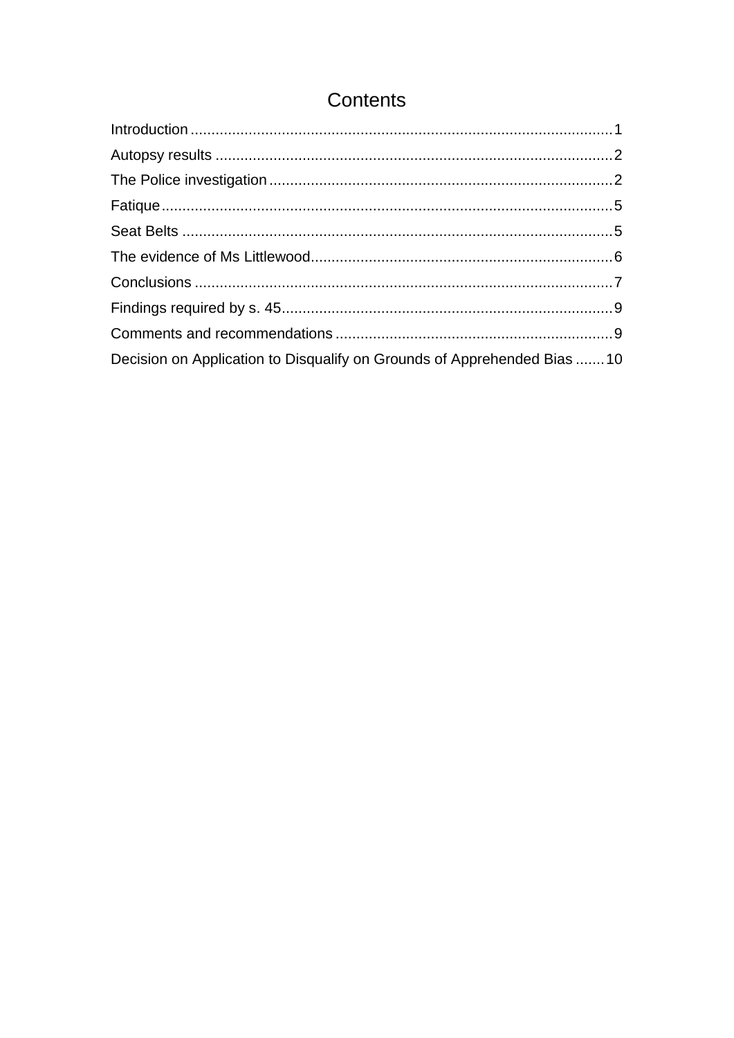# Contents

Introduction ..................................................................................................... 1
Autopsy results ............................................................................................... 2
The Police investigation .................................................................................. 2
Fatique ............................................................................................................ 5
Seat Belts ....................................................................................................... 5
The evidence of Ms Littlewood ........................................................................ 6
Conclusions .................................................................................................... 7
Findings required by s. 45 ............................................................................... 9
Comments and recommendations .................................................................. 9
Decision on Application to Disqualify on Grounds of Apprehended Bias ....... 10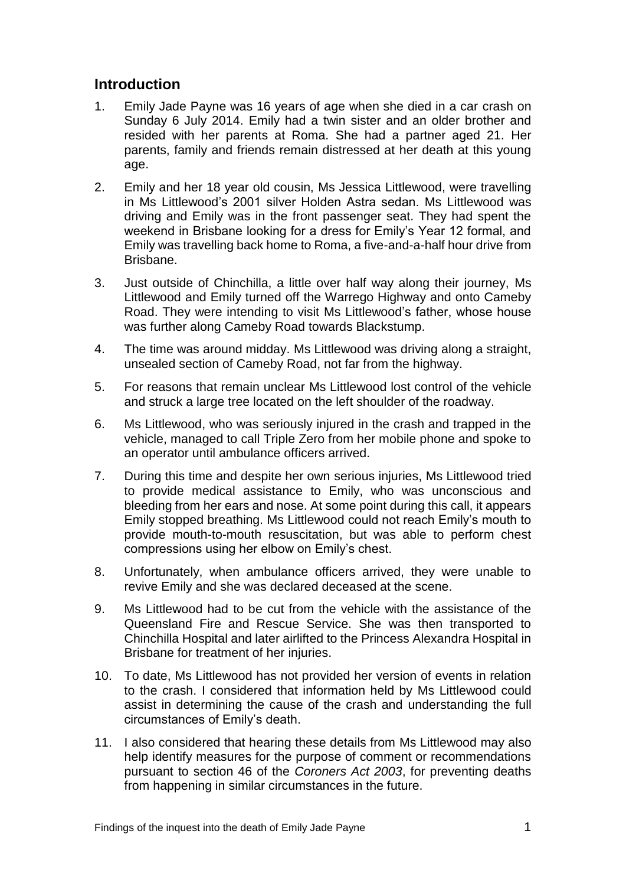## Introduction

1. Emily Jade Payne was 16 years of age when she died in a car crash on Sunday 6 July 2014. Emily had a twin sister and an older brother and resided with her parents at Roma. She had a partner aged 21. Her parents, family and friends remain distressed at her death at this young age.

2. Emily and her 18 year old cousin, Ms Jessica Littlewood, were travelling in Ms Littlewood's 2001 silver Holden Astra sedan. Ms Littlewood was driving and Emily was in the front passenger seat. They had spent the weekend in Brisbane looking for a dress for Emily's Year 12 formal, and Emily was travelling back home to Roma, a five-and-a-half hour drive from Brisbane.

3. Just outside of Chinchilla, a little over half way along their journey, Ms Littlewood and Emily turned off the Warrego Highway and onto Cameby Road. They were intending to visit Ms Littlewood's father, whose house was further along Cameby Road towards Blackstump.

4. The time was around midday. Ms Littlewood was driving along a straight, unsealed section of Cameby Road, not far from the highway.

5. For reasons that remain unclear Ms Littlewood lost control of the vehicle and struck a large tree located on the left shoulder of the roadway.

6. Ms Littlewood, who was seriously injured in the crash and trapped in the vehicle, managed to call Triple Zero from her mobile phone and spoke to an operator until ambulance officers arrived.

7. During this time and despite her own serious injuries, Ms Littlewood tried to provide medical assistance to Emily, who was unconscious and bleeding from her ears and nose. At some point during this call, it appears Emily stopped breathing. Ms Littlewood could not reach Emily's mouth to provide mouth-to-mouth resuscitation, but was able to perform chest compressions using her elbow on Emily's chest.

8. Unfortunately, when ambulance officers arrived, they were unable to revive Emily and she was declared deceased at the scene.

9. Ms Littlewood had to be cut from the vehicle with the assistance of the Queensland Fire and Rescue Service. She was then transported to Chinchilla Hospital and later airlifted to the Princess Alexandra Hospital in Brisbane for treatment of her injuries.

10. To date, Ms Littlewood has not provided her version of events in relation to the crash. I considered that information held by Ms Littlewood could assist in determining the cause of the crash and understanding the full circumstances of Emily's death.

11. I also considered that hearing these details from Ms Littlewood may also help identify measures for the purpose of comment or recommendations pursuant to section 46 of the *Coroners Act 2003*, for preventing deaths from happening in similar circumstances in the future.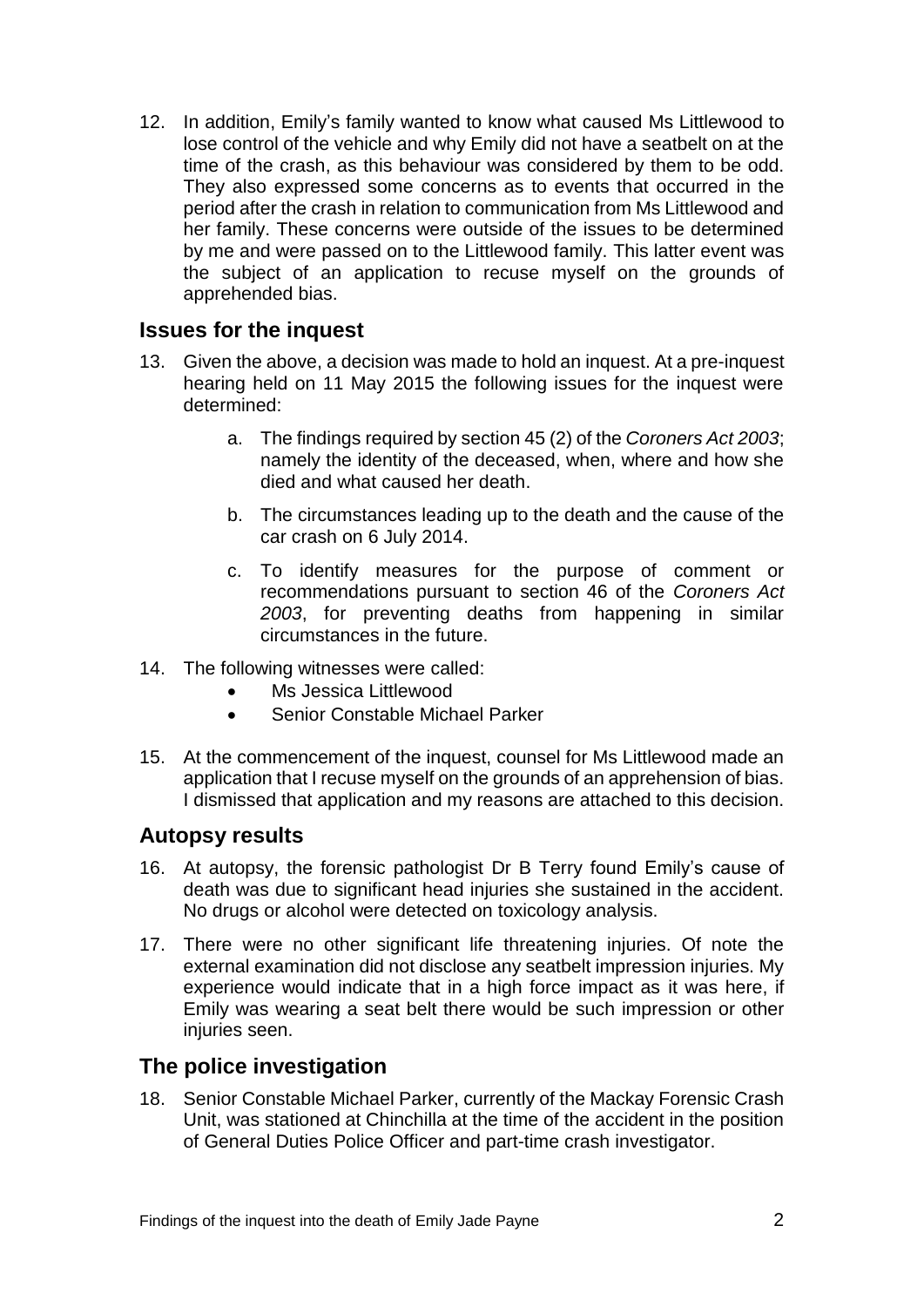12. In addition, Emily's family wanted to know what caused Ms Littlewood to lose control of the vehicle and why Emily did not have a seatbelt on at the time of the crash, as this behaviour was considered by them to be odd. They also expressed some concerns as to events that occurred in the period after the crash in relation to communication from Ms Littlewood and her family. These concerns were outside of the issues to be determined by me and were passed on to the Littlewood family. This latter event was the subject of an application to recuse myself on the grounds of apprehended bias.

## Issues for the inquest

13. Given the above, a decision was made to hold an inquest. At a pre-inquest hearing held on 11 May 2015 the following issues for the inquest were determined:

    a. The findings required by section 45 (2) of the *Coroners Act 2003*; namely the identity of the deceased, when, where and how she died and what caused her death.

    b. The circumstances leading up to the death and the cause of the car crash on 6 July 2014.

    c. To identify measures for the purpose of comment or recommendations pursuant to section 46 of the *Coroners Act 2003*, for preventing deaths from happening in similar circumstances in the future.

14. The following witnesses were called:
    - Ms Jessica Littlewood
    - Senior Constable Michael Parker

15. At the commencement of the inquest, counsel for Ms Littlewood made an application that I recuse myself on the grounds of an apprehension of bias. I dismissed that application and my reasons are attached to this decision.

## Autopsy results

16. At autopsy, the forensic pathologist Dr B Terry found Emily's cause of death was due to significant head injuries she sustained in the accident. No drugs or alcohol were detected on toxicology analysis.

17. There were no other significant life threatening injuries. Of note the external examination did not disclose any seatbelt impression injuries. My experience would indicate that in a high force impact as it was here, if Emily was wearing a seat belt there would be such impression or other injuries seen.

## The police investigation

18. Senior Constable Michael Parker, currently of the Mackay Forensic Crash Unit, was stationed at Chinchilla at the time of the accident in the position of General Duties Police Officer and part-time crash investigator.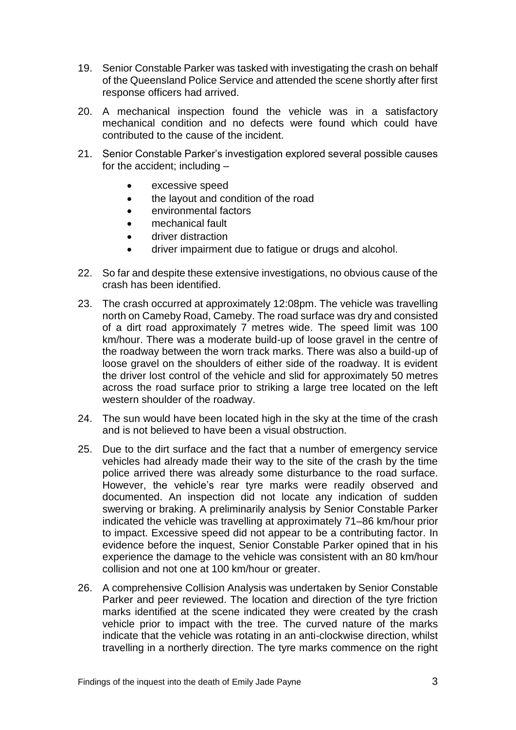19. Senior Constable Parker was tasked with investigating the crash on behalf of the Queensland Police Service and attended the scene shortly after first response officers had arrived.

20. A mechanical inspection found the vehicle was in a satisfactory mechanical condition and no defects were found which could have contributed to the cause of the incident.

21. Senior Constable Parker's investigation explored several possible causes for the accident; including –

    - excessive speed
    - the layout and condition of the road
    - environmental factors
    - mechanical fault
    - driver distraction
    - driver impairment due to fatigue or drugs and alcohol.

22. So far and despite these extensive investigations, no obvious cause of the crash has been identified.

23. The crash occurred at approximately 12:08pm. The vehicle was travelling north on Cameby Road, Cameby. The road surface was dry and consisted of a dirt road approximately 7 metres wide. The speed limit was 100 km/hour. There was a moderate build-up of loose gravel in the centre of the roadway between the worn track marks. There was also a build-up of loose gravel on the shoulders of either side of the roadway. It is evident the driver lost control of the vehicle and slid for approximately 50 metres across the road surface prior to striking a large tree located on the left western shoulder of the roadway.

24. The sun would have been located high in the sky at the time of the crash and is not believed to have been a visual obstruction.

25. Due to the dirt surface and the fact that a number of emergency service vehicles had already made their way to the site of the crash by the time police arrived there was already some disturbance to the road surface. However, the vehicle's rear tyre marks were readily observed and documented. An inspection did not locate any indication of sudden swerving or braking. A preliminarily analysis by Senior Constable Parker indicated the vehicle was travelling at approximately 71–86 km/hour prior to impact. Excessive speed did not appear to be a contributing factor. In evidence before the inquest, Senior Constable Parker opined that in his experience the damage to the vehicle was consistent with an 80 km/hour collision and not one at 100 km/hour or greater.

26. A comprehensive Collision Analysis was undertaken by Senior Constable Parker and peer reviewed. The location and direction of the tyre friction marks identified at the scene indicated they were created by the crash vehicle prior to impact with the tree. The curved nature of the marks indicate that the vehicle was rotating in an anti-clockwise direction, whilst travelling in a northerly direction. The tyre marks commence on the right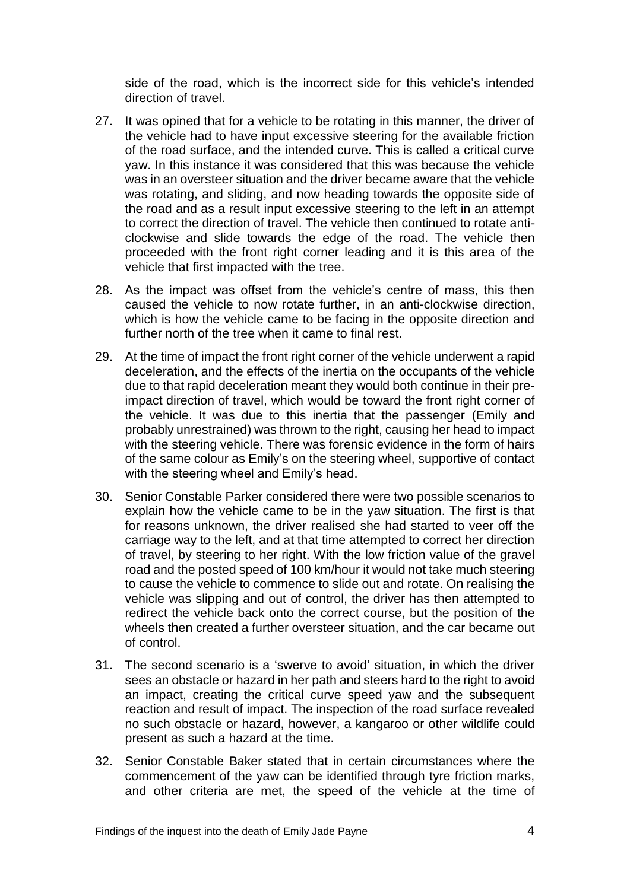side of the road, which is the incorrect side for this vehicle's intended direction of travel.

27. It was opined that for a vehicle to be rotating in this manner, the driver of the vehicle had to have input excessive steering for the available friction of the road surface, and the intended curve. This is called a critical curve yaw. In this instance it was considered that this was because the vehicle was in an oversteer situation and the driver became aware that the vehicle was rotating, and sliding, and now heading towards the opposite side of the road and as a result input excessive steering to the left in an attempt to correct the direction of travel. The vehicle then continued to rotate anti-clockwise and slide towards the edge of the road. The vehicle then proceeded with the front right corner leading and it is this area of the vehicle that first impacted with the tree.

28. As the impact was offset from the vehicle's centre of mass, this then caused the vehicle to now rotate further, in an anti-clockwise direction, which is how the vehicle came to be facing in the opposite direction and further north of the tree when it came to final rest.

29. At the time of impact the front right corner of the vehicle underwent a rapid deceleration, and the effects of the inertia on the occupants of the vehicle due to that rapid deceleration meant they would both continue in their pre-impact direction of travel, which would be toward the front right corner of the vehicle. It was due to this inertia that the passenger (Emily and probably unrestrained) was thrown to the right, causing her head to impact with the steering vehicle. There was forensic evidence in the form of hairs of the same colour as Emily's on the steering wheel, supportive of contact with the steering wheel and Emily's head.

30. Senior Constable Parker considered there were two possible scenarios to explain how the vehicle came to be in the yaw situation. The first is that for reasons unknown, the driver realised she had started to veer off the carriage way to the left, and at that time attempted to correct her direction of travel, by steering to her right. With the low friction value of the gravel road and the posted speed of 100 km/hour it would not take much steering to cause the vehicle to commence to slide out and rotate. On realising the vehicle was slipping and out of control, the driver has then attempted to redirect the vehicle back onto the correct course, but the position of the wheels then created a further oversteer situation, and the car became out of control.

31. The second scenario is a 'swerve to avoid' situation, in which the driver sees an obstacle or hazard in her path and steers hard to the right to avoid an impact, creating the critical curve speed yaw and the subsequent reaction and result of impact. The inspection of the road surface revealed no such obstacle or hazard, however, a kangaroo or other wildlife could present as such a hazard at the time.

32. Senior Constable Baker stated that in certain circumstances where the commencement of the yaw can be identified through tyre friction marks, and other criteria are met, the speed of the vehicle at the time of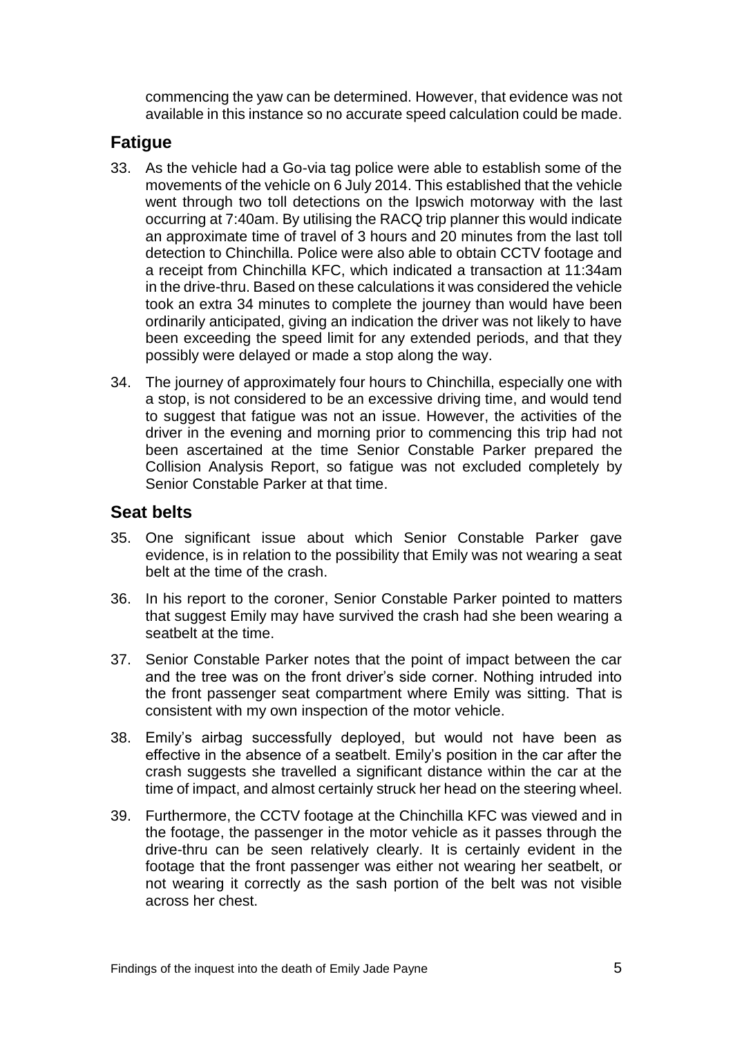commencing the yaw can be determined. However, that evidence was not available in this instance so no accurate speed calculation could be made.

## Fatigue

33. As the vehicle had a Go-via tag police were able to establish some of the movements of the vehicle on 6 July 2014. This established that the vehicle went through two toll detections on the Ipswich motorway with the last occurring at 7:40am. By utilising the RACQ trip planner this would indicate an approximate time of travel of 3 hours and 20 minutes from the last toll detection to Chinchilla. Police were also able to obtain CCTV footage and a receipt from Chinchilla KFC, which indicated a transaction at 11:34am in the drive-thru. Based on these calculations it was considered the vehicle took an extra 34 minutes to complete the journey than would have been ordinarily anticipated, giving an indication the driver was not likely to have been exceeding the speed limit for any extended periods, and that they possibly were delayed or made a stop along the way.

34. The journey of approximately four hours to Chinchilla, especially one with a stop, is not considered to be an excessive driving time, and would tend to suggest that fatigue was not an issue. However, the activities of the driver in the evening and morning prior to commencing this trip had not been ascertained at the time Senior Constable Parker prepared the Collision Analysis Report, so fatigue was not excluded completely by Senior Constable Parker at that time.

## Seat belts

35. One significant issue about which Senior Constable Parker gave evidence, is in relation to the possibility that Emily was not wearing a seat belt at the time of the crash.

36. In his report to the coroner, Senior Constable Parker pointed to matters that suggest Emily may have survived the crash had she been wearing a seatbelt at the time.

37. Senior Constable Parker notes that the point of impact between the car and the tree was on the front driver's side corner. Nothing intruded into the front passenger seat compartment where Emily was sitting. That is consistent with my own inspection of the motor vehicle.

38. Emily's airbag successfully deployed, but would not have been as effective in the absence of a seatbelt. Emily's position in the car after the crash suggests she travelled a significant distance within the car at the time of impact, and almost certainly struck her head on the steering wheel.

39. Furthermore, the CCTV footage at the Chinchilla KFC was viewed and in the footage, the passenger in the motor vehicle as it passes through the drive-thru can be seen relatively clearly. It is certainly evident in the footage that the front passenger was either not wearing her seatbelt, or not wearing it correctly as the sash portion of the belt was not visible across her chest.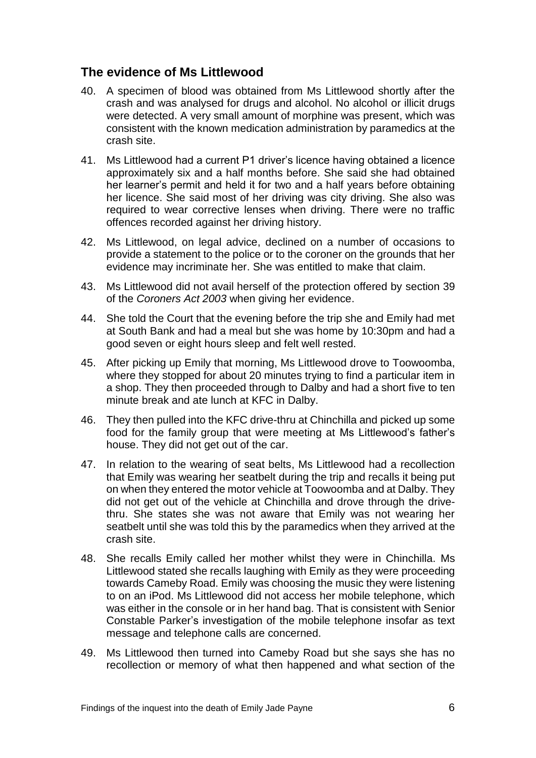## The evidence of Ms Littlewood

40. A specimen of blood was obtained from Ms Littlewood shortly after the crash and was analysed for drugs and alcohol. No alcohol or illicit drugs were detected. A very small amount of morphine was present, which was consistent with the known medication administration by paramedics at the crash site.

41. Ms Littlewood had a current P1 driver's licence having obtained a licence approximately six and a half months before. She said she had obtained her learner's permit and held it for two and a half years before obtaining her licence. She said most of her driving was city driving. She also was required to wear corrective lenses when driving. There were no traffic offences recorded against her driving history.

42. Ms Littlewood, on legal advice, declined on a number of occasions to provide a statement to the police or to the coroner on the grounds that her evidence may incriminate her. She was entitled to make that claim.

43. Ms Littlewood did not avail herself of the protection offered by section 39 of the *Coroners Act 2003* when giving her evidence.

44. She told the Court that the evening before the trip she and Emily had met at South Bank and had a meal but she was home by 10:30pm and had a good seven or eight hours sleep and felt well rested.

45. After picking up Emily that morning, Ms Littlewood drove to Toowoomba, where they stopped for about 20 minutes trying to find a particular item in a shop. They then proceeded through to Dalby and had a short five to ten minute break and ate lunch at KFC in Dalby.

46. They then pulled into the KFC drive-thru at Chinchilla and picked up some food for the family group that were meeting at Ms Littlewood's father's house. They did not get out of the car.

47. In relation to the wearing of seat belts, Ms Littlewood had a recollection that Emily was wearing her seatbelt during the trip and recalls it being put on when they entered the motor vehicle at Toowoomba and at Dalby. They did not get out of the vehicle at Chinchilla and drove through the drive-thru. She states she was not aware that Emily was not wearing her seatbelt until she was told this by the paramedics when they arrived at the crash site.

48. She recalls Emily called her mother whilst they were in Chinchilla. Ms Littlewood stated she recalls laughing with Emily as they were proceeding towards Cameby Road. Emily was choosing the music they were listening to on an iPod. Ms Littlewood did not access her mobile telephone, which was either in the console or in her hand bag. That is consistent with Senior Constable Parker's investigation of the mobile telephone insofar as text message and telephone calls are concerned.

49. Ms Littlewood then turned into Cameby Road but she says she has no recollection or memory of what then happened and what section of the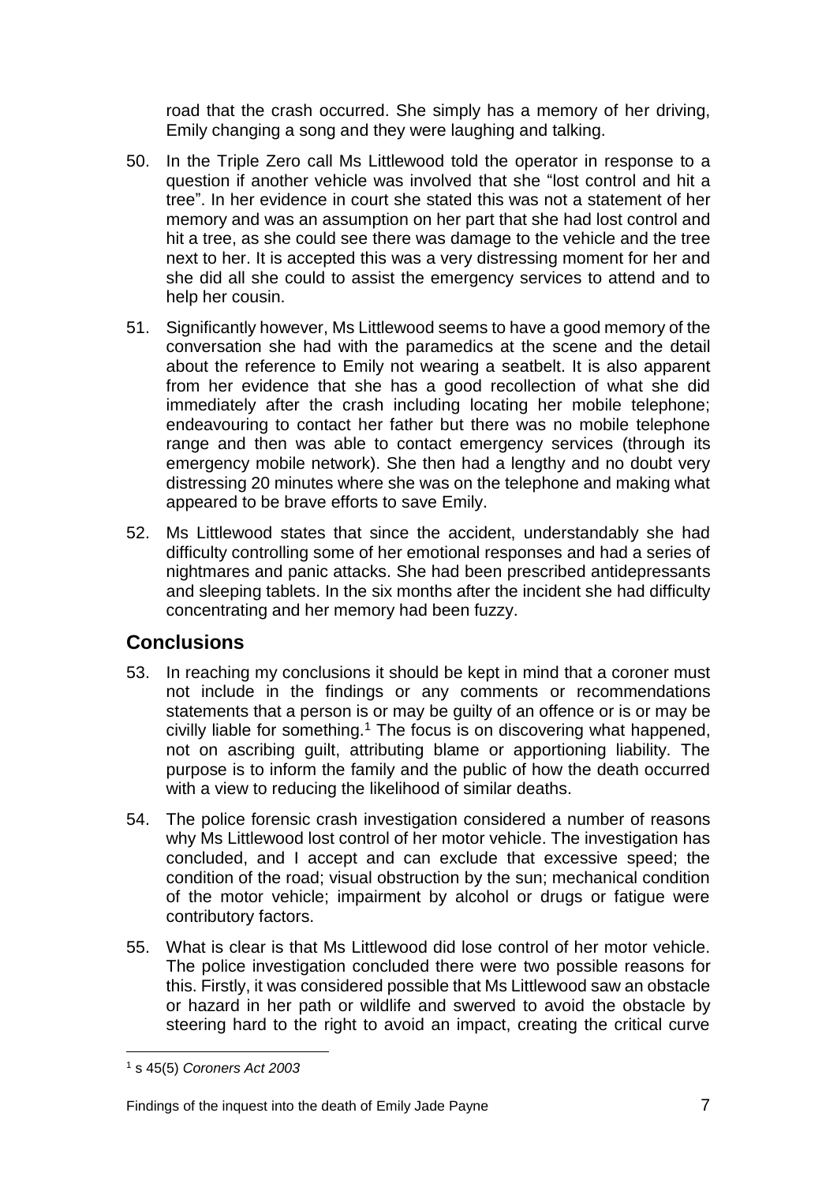road that the crash occurred. She simply has a memory of her driving, Emily changing a song and they were laughing and talking.

50. In the Triple Zero call Ms Littlewood told the operator in response to a question if another vehicle was involved that she "lost control and hit a tree". In her evidence in court she stated this was not a statement of her memory and was an assumption on her part that she had lost control and hit a tree, as she could see there was damage to the vehicle and the tree next to her. It is accepted this was a very distressing moment for her and she did all she could to assist the emergency services to attend and to help her cousin.

51. Significantly however, Ms Littlewood seems to have a good memory of the conversation she had with the paramedics at the scene and the detail about the reference to Emily not wearing a seatbelt. It is also apparent from her evidence that she has a good recollection of what she did immediately after the crash including locating her mobile telephone; endeavouring to contact her father but there was no mobile telephone range and then was able to contact emergency services (through its emergency mobile network). She then had a lengthy and no doubt very distressing 20 minutes where she was on the telephone and making what appeared to be brave efforts to save Emily.

52. Ms Littlewood states that since the accident, understandably she had difficulty controlling some of her emotional responses and had a series of nightmares and panic attacks. She had been prescribed antidepressants and sleeping tablets. In the six months after the incident she had difficulty concentrating and her memory had been fuzzy.

## Conclusions

53. In reaching my conclusions it should be kept in mind that a coroner must not include in the findings or any comments or recommendations statements that a person is or may be guilty of an offence or is or may be civilly liable for something.[1] The focus is on discovering what happened, not on ascribing guilt, attributing blame or apportioning liability. The purpose is to inform the family and the public of how the death occurred with a view to reducing the likelihood of similar deaths.

54. The police forensic crash investigation considered a number of reasons why Ms Littlewood lost control of her motor vehicle. The investigation has concluded, and I accept and can exclude that excessive speed; the condition of the road; visual obstruction by the sun; mechanical condition of the motor vehicle; impairment by alcohol or drugs or fatigue were contributory factors.

55. What is clear is that Ms Littlewood did lose control of her motor vehicle. The police investigation concluded there were two possible reasons for this. Firstly, it was considered possible that Ms Littlewood saw an obstacle or hazard in her path or wildlife and swerved to avoid the obstacle by steering hard to the right to avoid an impact, creating the critical curve

[1] s 45(5) *Coroners Act 2003*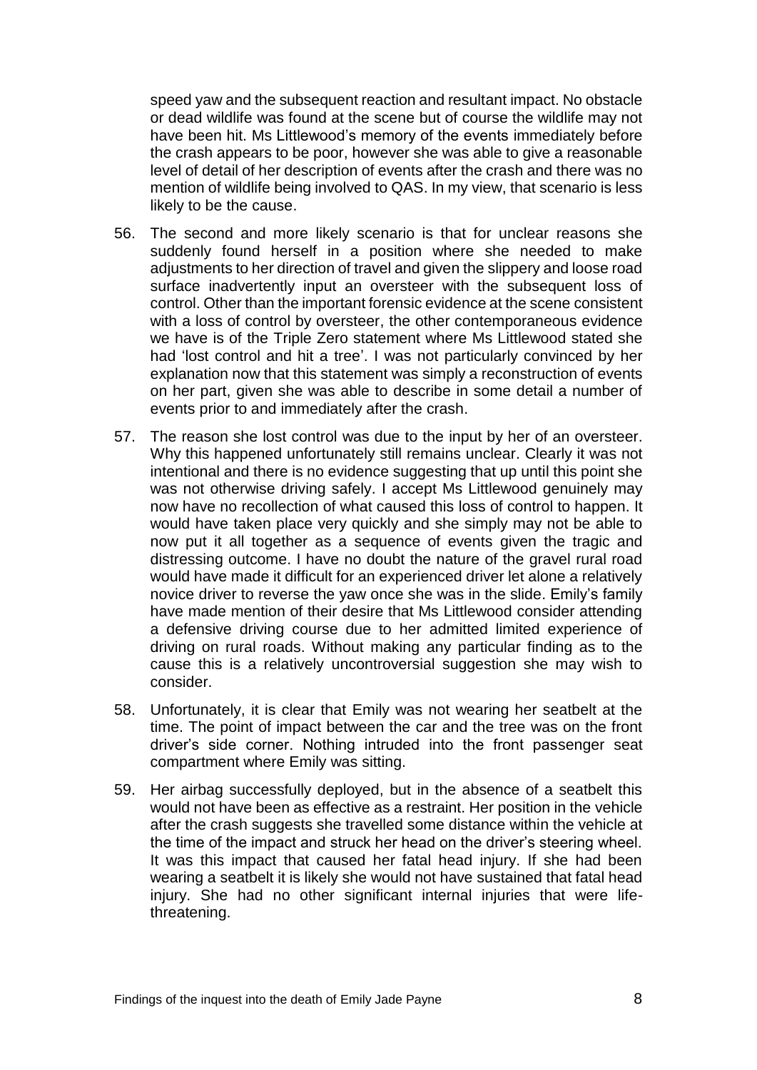speed yaw and the subsequent reaction and resultant impact. No obstacle or dead wildlife was found at the scene but of course the wildlife may not have been hit. Ms Littlewood's memory of the events immediately before the crash appears to be poor, however she was able to give a reasonable level of detail of her description of events after the crash and there was no mention of wildlife being involved to QAS. In my view, that scenario is less likely to be the cause.

56. The second and more likely scenario is that for unclear reasons she suddenly found herself in a position where she needed to make adjustments to her direction of travel and given the slippery and loose road surface inadvertently input an oversteer with the subsequent loss of control. Other than the important forensic evidence at the scene consistent with a loss of control by oversteer, the other contemporaneous evidence we have is of the Triple Zero statement where Ms Littlewood stated she had 'lost control and hit a tree'. I was not particularly convinced by her explanation now that this statement was simply a reconstruction of events on her part, given she was able to describe in some detail a number of events prior to and immediately after the crash.

57. The reason she lost control was due to the input by her of an oversteer. Why this happened unfortunately still remains unclear. Clearly it was not intentional and there is no evidence suggesting that up until this point she was not otherwise driving safely. I accept Ms Littlewood genuinely may now have no recollection of what caused this loss of control to happen. It would have taken place very quickly and she simply may not be able to now put it all together as a sequence of events given the tragic and distressing outcome. I have no doubt the nature of the gravel rural road would have made it difficult for an experienced driver let alone a relatively novice driver to reverse the yaw once she was in the slide. Emily's family have made mention of their desire that Ms Littlewood consider attending a defensive driving course due to her admitted limited experience of driving on rural roads. Without making any particular finding as to the cause this is a relatively uncontroversial suggestion she may wish to consider.

58. Unfortunately, it is clear that Emily was not wearing her seatbelt at the time. The point of impact between the car and the tree was on the front driver's side corner. Nothing intruded into the front passenger seat compartment where Emily was sitting.

59. Her airbag successfully deployed, but in the absence of a seatbelt this would not have been as effective as a restraint. Her position in the vehicle after the crash suggests she travelled some distance within the vehicle at the time of the impact and struck her head on the driver's steering wheel. It was this impact that caused her fatal head injury. If she had been wearing a seatbelt it is likely she would not have sustained that fatal head injury. She had no other significant internal injuries that were life-threatening.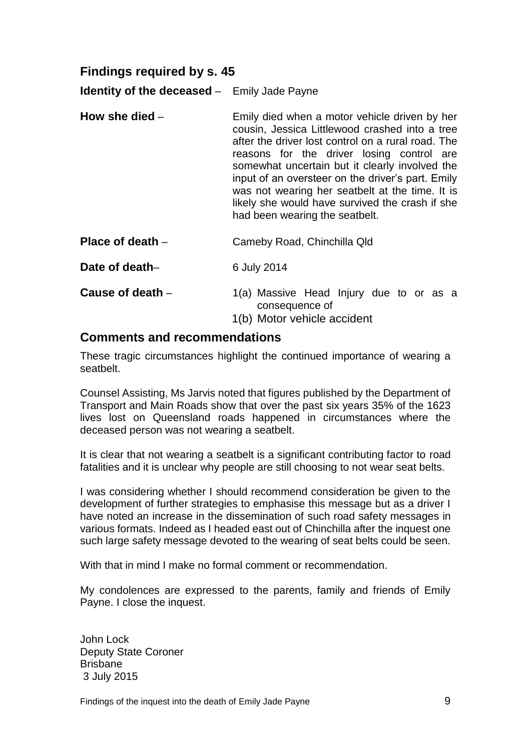## Findings required by s. 45

**Identity of the deceased** – Emily Jade Payne

**How she died** – Emily died when a motor vehicle driven by her cousin, Jessica Littlewood crashed into a tree after the driver lost control on a rural road. The reasons for the driver losing control are somewhat uncertain but it clearly involved the input of an oversteer on the driver's part. Emily was not wearing her seatbelt at the time. It is likely she would have survived the crash if she had been wearing the seatbelt.

**Place of death** – Cameby Road, Chinchilla Qld

**Date of death**– 6 July 2014

**Cause of death** – 1(a) Massive Head Injury due to or as a consequence of
1(b) Motor vehicle accident

## Comments and recommendations

These tragic circumstances highlight the continued importance of wearing a seatbelt.

Counsel Assisting, Ms Jarvis noted that figures published by the Department of Transport and Main Roads show that over the past six years 35% of the 1623 lives lost on Queensland roads happened in circumstances where the deceased person was not wearing a seatbelt.

It is clear that not wearing a seatbelt is a significant contributing factor to road fatalities and it is unclear why people are still choosing to not wear seat belts.

I was considering whether I should recommend consideration be given to the development of further strategies to emphasise this message but as a driver I have noted an increase in the dissemination of such road safety messages in various formats. Indeed as I headed east out of Chinchilla after the inquest one such large safety message devoted to the wearing of seat belts could be seen.

With that in mind I make no formal comment or recommendation.

My condolences are expressed to the parents, family and friends of Emily Payne. I close the inquest.

John Lock
Deputy State Coroner
Brisbane
3 July 2015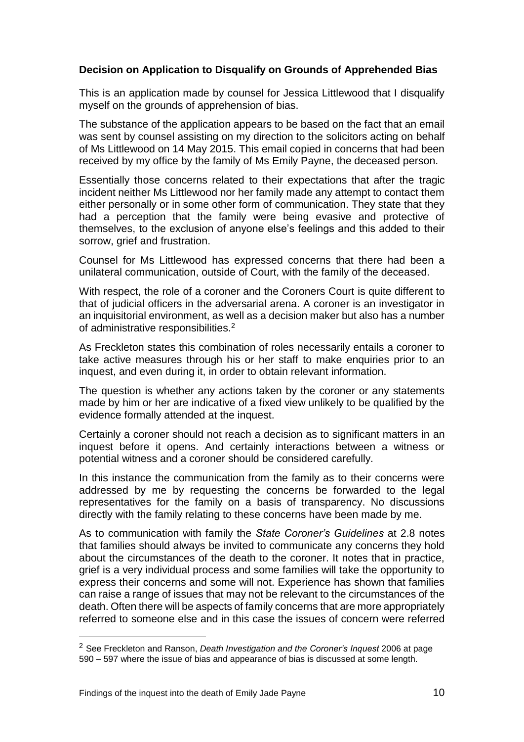**Decision on Application to Disqualify on Grounds of Apprehended Bias**

This is an application made by counsel for Jessica Littlewood that I disqualify myself on the grounds of apprehension of bias.

The substance of the application appears to be based on the fact that an email was sent by counsel assisting on my direction to the solicitors acting on behalf of Ms Littlewood on 14 May 2015. This email copied in concerns that had been received by my office by the family of Ms Emily Payne, the deceased person.

Essentially those concerns related to their expectations that after the tragic incident neither Ms Littlewood nor her family made any attempt to contact them either personally or in some other form of communication. They state that they had a perception that the family were being evasive and protective of themselves, to the exclusion of anyone else's feelings and this added to their sorrow, grief and frustration.

Counsel for Ms Littlewood has expressed concerns that there had been a unilateral communication, outside of Court, with the family of the deceased.

With respect, the role of a coroner and the Coroners Court is quite different to that of judicial officers in the adversarial arena. A coroner is an investigator in an inquisitorial environment, as well as a decision maker but also has a number of administrative responsibilities.[2]

As Freckleton states this combination of roles necessarily entails a coroner to take active measures through his or her staff to make enquiries prior to an inquest, and even during it, in order to obtain relevant information.

The question is whether any actions taken by the coroner or any statements made by him or her are indicative of a fixed view unlikely to be qualified by the evidence formally attended at the inquest.

Certainly a coroner should not reach a decision as to significant matters in an inquest before it opens. And certainly interactions between a witness or potential witness and a coroner should be considered carefully.

In this instance the communication from the family as to their concerns were addressed by me by requesting the concerns be forwarded to the legal representatives for the family on a basis of transparency. No discussions directly with the family relating to these concerns have been made by me.

As to communication with family the *State Coroner's Guidelines* at 2.8 notes that families should always be invited to communicate any concerns they hold about the circumstances of the death to the coroner. It notes that in practice, grief is a very individual process and some families will take the opportunity to express their concerns and some will not. Experience has shown that families can raise a range of issues that may not be relevant to the circumstances of the death. Often there will be aspects of family concerns that are more appropriately referred to someone else and in this case the issues of concern were referred

[2] See Freckleton and Ranson, *Death Investigation and the Coroner's Inquest* 2006 at page 590 – 597 where the issue of bias and appearance of bias is discussed at some length.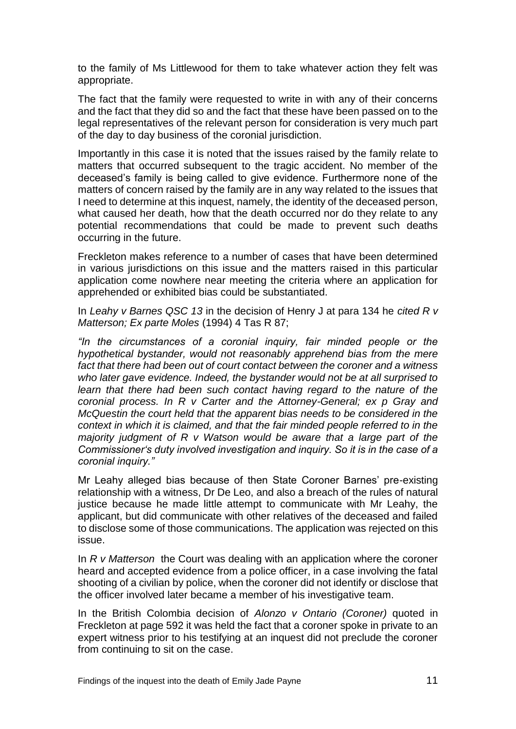to the family of Ms Littlewood for them to take whatever action they felt was appropriate.

The fact that the family were requested to write in with any of their concerns and the fact that they did so and the fact that these have been passed on to the legal representatives of the relevant person for consideration is very much part of the day to day business of the coronial jurisdiction.

Importantly in this case it is noted that the issues raised by the family relate to matters that occurred subsequent to the tragic accident. No member of the deceased's family is being called to give evidence. Furthermore none of the matters of concern raised by the family are in any way related to the issues that I need to determine at this inquest, namely, the identity of the deceased person, what caused her death, how that the death occurred nor do they relate to any potential recommendations that could be made to prevent such deaths occurring in the future.

Freckleton makes reference to a number of cases that have been determined in various jurisdictions on this issue and the matters raised in this particular application come nowhere near meeting the criteria where an application for apprehended or exhibited bias could be substantiated.

In *Leahy v Barnes QSC 13* in the decision of Henry J at para 134 he *cited R v Matterson; Ex parte Moles* (1994) 4 Tas R 87;

*"In the circumstances of a coronial inquiry, fair minded people or the hypothetical bystander, would not reasonably apprehend bias from the mere fact that there had been out of court contact between the coroner and a witness who later gave evidence. Indeed, the bystander would not be at all surprised to learn that there had been such contact having regard to the nature of the coronial process. In R v Carter and the Attorney-General; ex p Gray and McQuestin the court held that the apparent bias needs to be considered in the context in which it is claimed, and that the fair minded people referred to in the majority judgment of R v Watson would be aware that a large part of the Commissioner's duty involved investigation and inquiry. So it is in the case of a coronial inquiry."*

Mr Leahy alleged bias because of then State Coroner Barnes' pre-existing relationship with a witness, Dr De Leo, and also a breach of the rules of natural justice because he made little attempt to communicate with Mr Leahy, the applicant, but did communicate with other relatives of the deceased and failed to disclose some of those communications. The application was rejected on this issue.

In *R v Matterson* the Court was dealing with an application where the coroner heard and accepted evidence from a police officer, in a case involving the fatal shooting of a civilian by police, when the coroner did not identify or disclose that the officer involved later became a member of his investigative team.

In the British Colombia decision of *Alonzo v Ontario (Coroner)* quoted in Freckleton at page 592 it was held the fact that a coroner spoke in private to an expert witness prior to his testifying at an inquest did not preclude the coroner from continuing to sit on the case.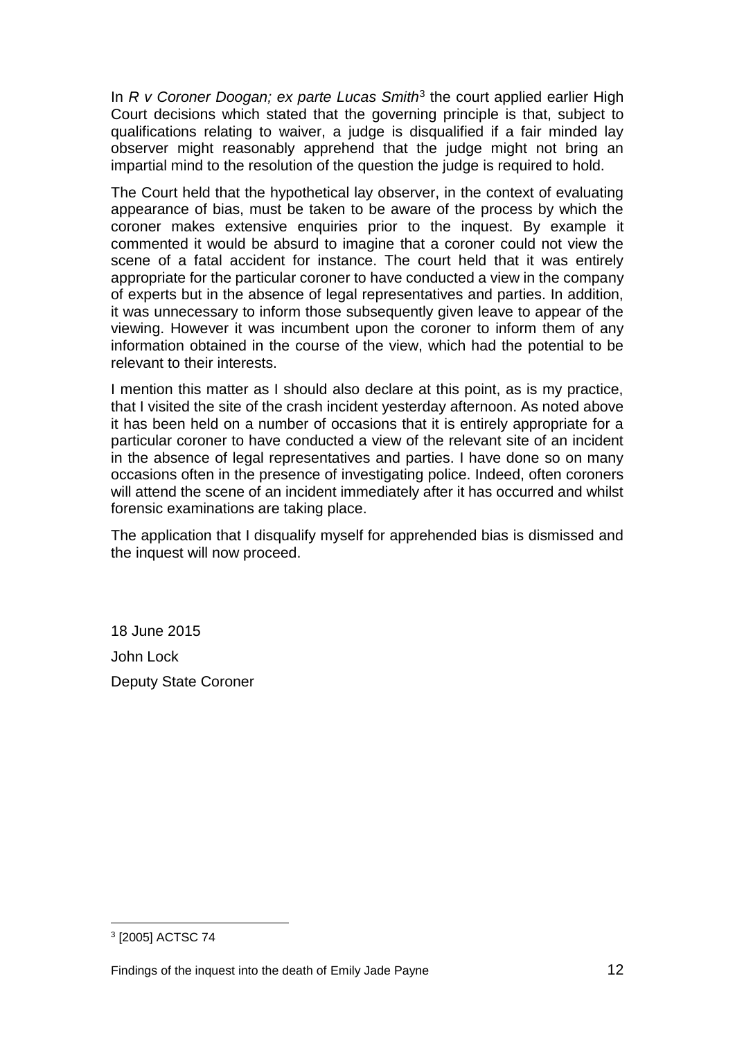In *R v Coroner Doogan; ex parte Lucas Smith*[3] the court applied earlier High Court decisions which stated that the governing principle is that, subject to qualifications relating to waiver, a judge is disqualified if a fair minded lay observer might reasonably apprehend that the judge might not bring an impartial mind to the resolution of the question the judge is required to hold.

The Court held that the hypothetical lay observer, in the context of evaluating appearance of bias, must be taken to be aware of the process by which the coroner makes extensive enquiries prior to the inquest. By example it commented it would be absurd to imagine that a coroner could not view the scene of a fatal accident for instance. The court held that it was entirely appropriate for the particular coroner to have conducted a view in the company of experts but in the absence of legal representatives and parties. In addition, it was unnecessary to inform those subsequently given leave to appear of the viewing. However it was incumbent upon the coroner to inform them of any information obtained in the course of the view, which had the potential to be relevant to their interests.

I mention this matter as I should also declare at this point, as is my practice, that I visited the site of the crash incident yesterday afternoon. As noted above it has been held on a number of occasions that it is entirely appropriate for a particular coroner to have conducted a view of the relevant site of an incident in the absence of legal representatives and parties. I have done so on many occasions often in the presence of investigating police. Indeed, often coroners will attend the scene of an incident immediately after it has occurred and whilst forensic examinations are taking place.

The application that I disqualify myself for apprehended bias is dismissed and the inquest will now proceed.

18 June 2015

John Lock

Deputy State Coroner

---

[3] [2005] ACTSC 74